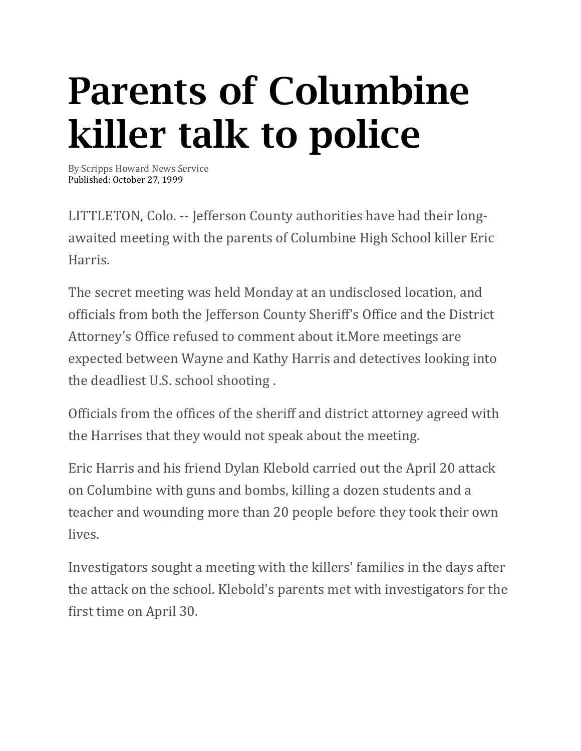# Parents of Columbine killer talk to police

By Scripps Howard News Service
Published: October 27, 1999

LITTLETON, Colo. -- Jefferson County authorities have had their long-awaited meeting with the parents of Columbine High School killer Eric Harris.

The secret meeting was held Monday at an undisclosed location, and officials from both the Jefferson County Sheriff's Office and the District Attorney's Office refused to comment about it.More meetings are expected between Wayne and Kathy Harris and detectives looking into the deadliest U.S. school shooting .

Officials from the offices of the sheriff and district attorney agreed with the Harrises that they would not speak about the meeting.

Eric Harris and his friend Dylan Klebold carried out the April 20 attack on Columbine with guns and bombs, killing a dozen students and a teacher and wounding more than 20 people before they took their own lives.

Investigators sought a meeting with the killers' families in the days after the attack on the school. Klebold's parents met with investigators for the first time on April 30.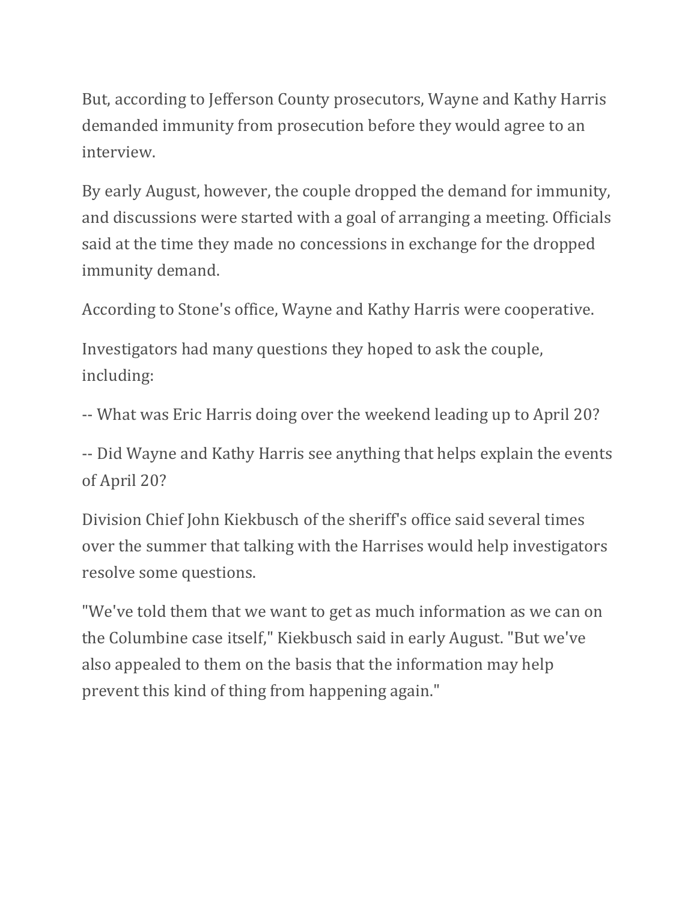But, according to Jefferson County prosecutors, Wayne and Kathy Harris demanded immunity from prosecution before they would agree to an interview.

By early August, however, the couple dropped the demand for immunity, and discussions were started with a goal of arranging a meeting. Officials said at the time they made no concessions in exchange for the dropped immunity demand.

According to Stone's office, Wayne and Kathy Harris were cooperative.

Investigators had many questions they hoped to ask the couple, including:

-- What was Eric Harris doing over the weekend leading up to April 20?

-- Did Wayne and Kathy Harris see anything that helps explain the events of April 20?

Division Chief John Kiekbusch of the sheriff's office said several times over the summer that talking with the Harrises would help investigators resolve some questions.

"We've told them that we want to get as much information as we can on the Columbine case itself," Kiekbusch said in early August. "But we've also appealed to them on the basis that the information may help prevent this kind of thing from happening again."